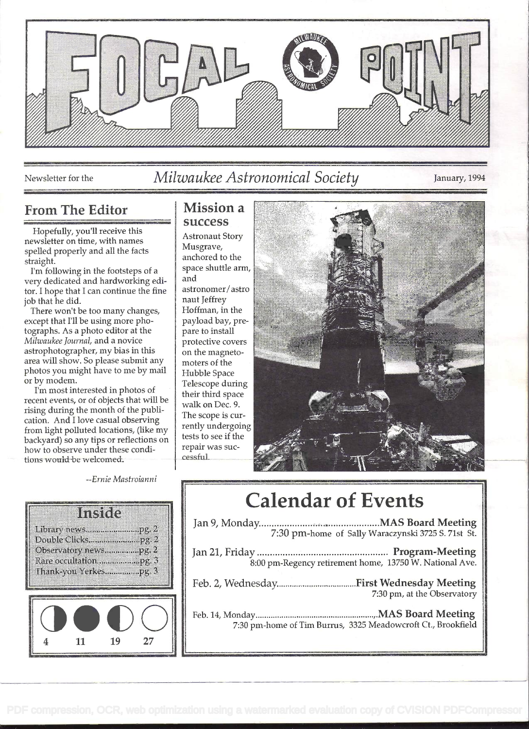# FOCAL POINT

Newsletter for the *Milwaukee Astronomical Society* January, 1994

## From The Editor

Hopefully, you'll receive this newsletter on time, with names spelled properly and all the facts straight.

I'm following in the footsteps of a very dedicated and hardworking editor. I hope that I can continue the fine job that he did.

There won't be too many changes, except that I'll be using more photographs. As a photo editor at the *Milwaukee Journal,* and a novice astrophotographer, my bias in this area will show. So please submit any photos you might have to me by mail or by modem.

I'm most interested in photos of recent events, or of objects that will be rising during the month of the publication. And I love casual observing from light polluted locations, (like my backyard) so any tips or reflections on how to observe under these conditions would be welcomed.

*--Ernie Mastroianni*

## Mission a success

Astronaut Story Musgrave, anchored to the space shuttle arm, and astronomer/astronaut Jeffrey Hoffman, in the payload bay, prepare to install protective covers on the magnetometers of the Hubble Space Telescope during their third space walk on Dec. 9. The scope is currently undergoing tests to see if the repair was successful.

## Inside

- Library news....................pg. 2
- Double Clicks....................pg. 2
- Observatory news.............pg. 2
- Rare occultation................pg. 3
- Thank-you Yerkes.............pg. 3

| ◐ | ● | ◑ | ○ |
|---|---|---|---|
| 4 | 11 | 19 | 27 |

## Calendar of Events

Jan 9, Monday.......................................**MAS Board Meeting**
7:30 pm-home of Sally Waraczynski 3725 S. 71st St.

Jan 21, Friday.......................................**Program-Meeting**
8:00 pm-Regency retirement home, 13750 W. National Ave.

Feb. 2, Wednesday...............................**First Wednesday Meeting**
7:30 pm, at the Observatory

Feb. 14, Monday...................................**MAS Board Meeting**
7:30 pm-home of Tim Burrus, 3325 Meadowcroft Ct., Brookfield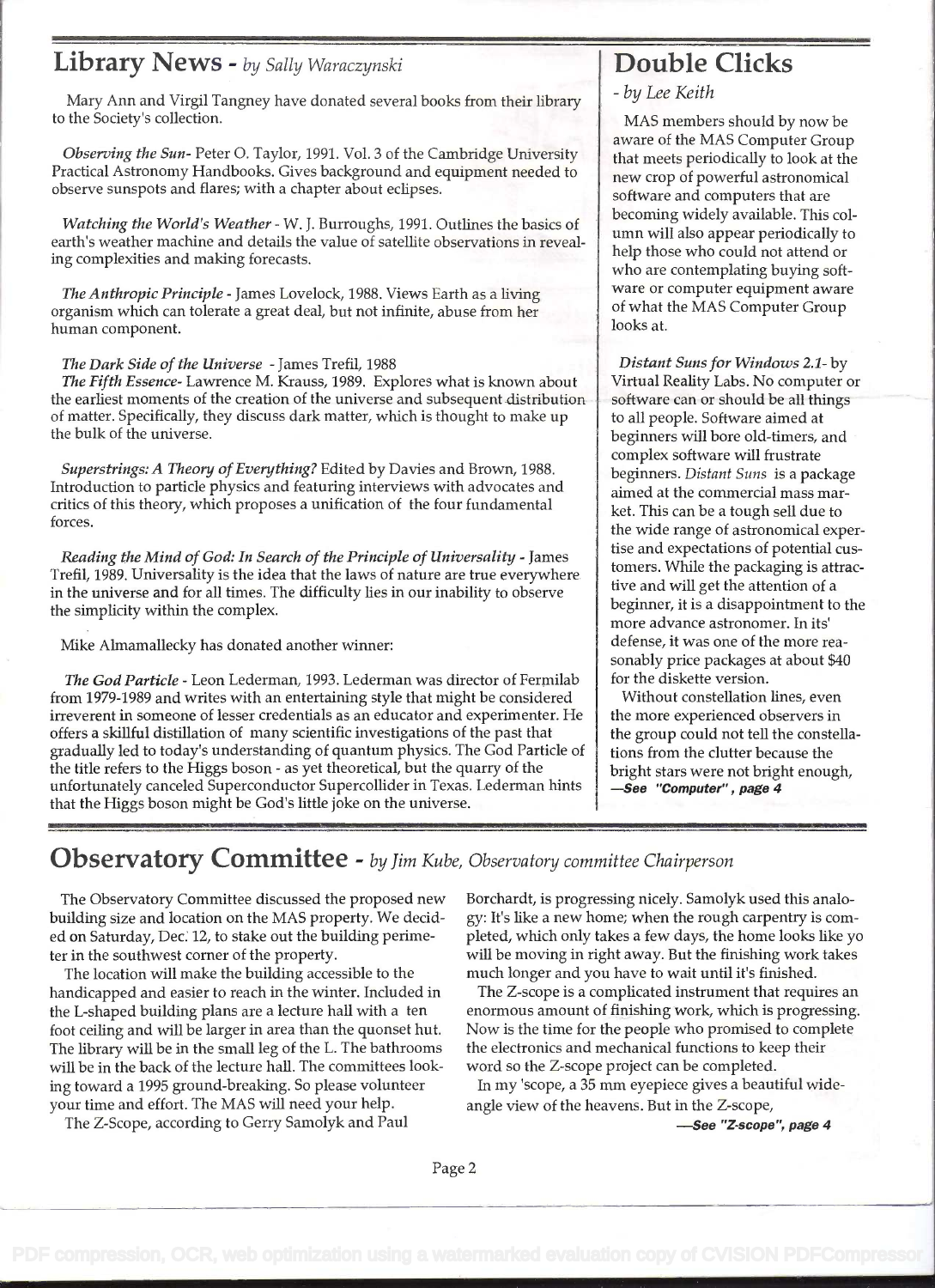## Library News - *by Sally Waraczynski*

Mary Ann and Virgil Tangney have donated several books from their library to the Society's collection.

*Observing the Sun*- Peter O. Taylor, 1991. Vol. 3 of the Cambridge University Practical Astronomy Handbooks. Gives background and equipment needed to observe sunspots and flares; with a chapter about eclipses.

*Watching the World's Weather* - W. J. Burroughs, 1991. Outlines the basics of earth's weather machine and details the value of satellite observations in revealing complexities and making forecasts.

*The Anthropic Principle* - James Lovelock, 1988. Views Earth as a living organism which can tolerate a great deal, but not infinite, abuse from her human component.

*The Dark Side of the Universe* - James Trefil, 1988

*The Fifth Essence*- Lawrence M. Krauss, 1989. Explores what is known about the earliest moments of the creation of the universe and subsequent distribution of matter. Specifically, they discuss dark matter, which is thought to make up the bulk of the universe.

*Superstrings: A Theory of Everything?* Edited by Davies and Brown, 1988. Introduction to particle physics and featuring interviews with advocates and critics of this theory, which proposes a unification of the four fundamental forces.

*Reading the Mind of God: In Search of the Principle of Universality* - James Trefil, 1989. Universality is the idea that the laws of nature are true everywhere in the universe and for all times. The difficulty lies in our inability to observe the simplicity within the complex.

Mike Almamallecky has donated another winner:

***The God Particle*** - Leon Lederman, 1993. Lederman was director of Fermilab from 1979-1989 and writes with an entertaining style that might be considered irreverent in someone of lesser credentials as an educator and experimenter. He offers a skillful distillation of many scientific investigations of the past that gradually led to today's understanding of quantum physics. The God Particle of the title refers to the Higgs boson - as yet theoretical, but the quarry of the unfortunately canceled Superconductor Supercollider in Texas. Lederman hints that the Higgs boson might be God's little joke on the universe.

## Double Clicks

*- by Lee Keith*

MAS members should by now be aware of the MAS Computer Group that meets periodically to look at the new crop of powerful astronomical software and computers that are becoming widely available. This column will also appear periodically to help those who could not attend or who are contemplating buying software or computer equipment aware of what the MAS Computer Group looks at.

*Distant Suns for Windows 2.1*- by Virtual Reality Labs. No computer or software can or should be all things to all people. Software aimed at beginners will bore old-timers, and complex software will frustrate beginners. *Distant Suns* is a package aimed at the commercial mass market. This can be a tough sell due to the wide range of astronomical expertise and expectations of potential customers. While the packaging is attractive and will get the attention of a beginner, it is a disappointment to the more advance astronomer. In its' defense, it was one of the more reasonably price packages at about $40 for the diskette version.

Without constellation lines, even the more experienced observers in the group could not tell the constellations from the clutter because the bright stars were not bright enough,

***—See "Computer", page 4***

## Observatory Committee - *by Jim Kube, Observatory committee Chairperson*

The Observatory Committee discussed the proposed new building size and location on the MAS property. We decided on Saturday, Dec. 12, to stake out the building perimeter in the southwest corner of the property.

The location will make the building accessible to the handicapped and easier to reach in the winter. Included in the L-shaped building plans are a lecture hall with a ten foot ceiling and will be larger in area than the quonset hut. The library will be in the small leg of the L. The bathrooms will be in the back of the lecture hall. The committees looking toward a 1995 ground-breaking. So please volunteer your time and effort. The MAS will need your help.

The Z-Scope, according to Gerry Samolyk and Paul Borchardt, is progressing nicely. Samolyk used this analogy: It's like a new home; when the rough carpentry is completed, which only takes a few days, the home looks like yo will be moving in right away. But the finishing work takes much longer and you have to wait until it's finished.

The Z-scope is a complicated instrument that requires an enormous amount of finishing work, which is progressing. Now is the time for the people who promised to complete the electronics and mechanical functions to keep their word so the Z-scope project can be completed.

In my 'scope, a 35 mm eyepiece gives a beautiful wide-angle view of the heavens. But in the Z-scope,

***—See "Z-scope", page 4***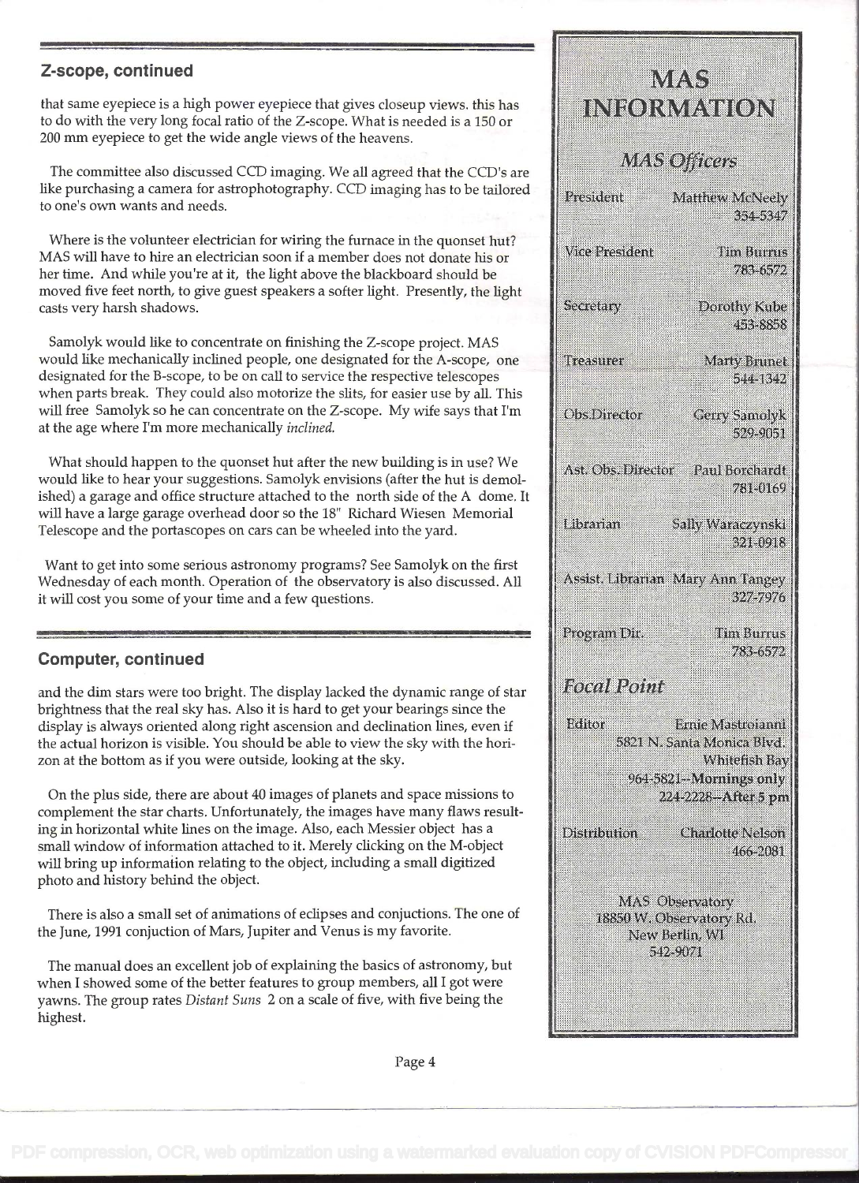## Z-scope, continued

that same eyepiece is a high power eyepiece that gives closeup views. this has to do with the very long focal ratio of the Z-scope. What is needed is a 150 or 200 mm eyepiece to get the wide angle views of the heavens.

The committee also discussed CCD imaging. We all agreed that the CCD's are like purchasing a camera for astrophotography. CCD imaging has to be tailored to one's own wants and needs.

Where is the volunteer electrician for wiring the furnace in the quonset hut? MAS will have to hire an electrician soon if a member does not donate his or her time. And while you're at it, the light above the blackboard should be moved five feet north, to give guest speakers a softer light. Presently, the light casts very harsh shadows.

Samolyk would like to concentrate on finishing the Z-scope project. MAS would like mechanically inclined people, one designated for the A-scope, one designated for the B-scope, to be on call to service the respective telescopes when parts break. They could also motorize the slits, for easier use by all. This will free Samolyk so he can concentrate on the Z-scope. My wife says that I'm at the age where I'm more mechanically *inclined.*

What should happen to the quonset hut after the new building is in use? We would like to hear your suggestions. Samolyk envisions (after the hut is demolished) a garage and office structure attached to the north side of the A dome. It will have a large garage overhead door so the 18" Richard Wiesen Memorial Telescope and the portascopes on cars can be wheeled into the yard.

Want to get into some serious astronomy programs? See Samolyk on the first Wednesday of each month. Operation of the observatory is also discussed. All it will cost you some of your time and a few questions.

## Computer, continued

and the dim stars were too bright. The display lacked the dynamic range of star brightness that the real sky has. Also it is hard to get your bearings since the display is always oriented along right ascension and declination lines, even if the actual horizon is visible. You should be able to view the sky with the horizon at the bottom as if you were outside, looking at the sky.

On the plus side, there are about 40 images of planets and space missions to complement the star charts. Unfortunately, the images have many flaws resulting in horizontal white lines on the image. Also, each Messier object has a small window of information attached to it. Merely clicking on the M-object will bring up information relating to the object, including a small digitized photo and history behind the object.

There is also a small set of animations of eclipses and conjuctions. The one of the June, 1991 conjuction of Mars, Jupiter and Venus is my favorite.

The manual does an excellent job of explaining the basics of astronomy, but when I showed some of the better features to group members, all I got were yawns. The group rates *Distant Suns* 2 on a scale of five, with five being the highest.

# MAS INFORMATION

## *MAS Officers*

| | |
|---|---|
| President | Matthew McNeely 354-5347 |
| Vice President | Tim Burrus 783-6572 |
| Secretary | Dorothy Kube 453-8858 |
| Treasurer | Marty Brunet 544-1342 |
| Obs.Director | Gerry Samolyk 529-9051 |
| Ast. Obs. Director | Paul Borchardt 781-0169 |
| Librarian | Sally Waraczynski 321-0918 |
| Assist. Librarian | Mary Ann Tangey 327-7976 |
| Program Dir. | Tim Burrus 783-6572 |

## *Focal Point*

| | |
|---|---|
| Editor | Ernie Mastroianni<br>5821 N. Santa Monica Blvd.<br>Whitefish Bay<br>964-5821--Mornings only<br>224-2228--After 5 pm |
| Distribution | Charlotte Nelson 466-2081 |

MAS Observatory
18850 W. Observatory Rd.
New Berlin, WI
542-9071